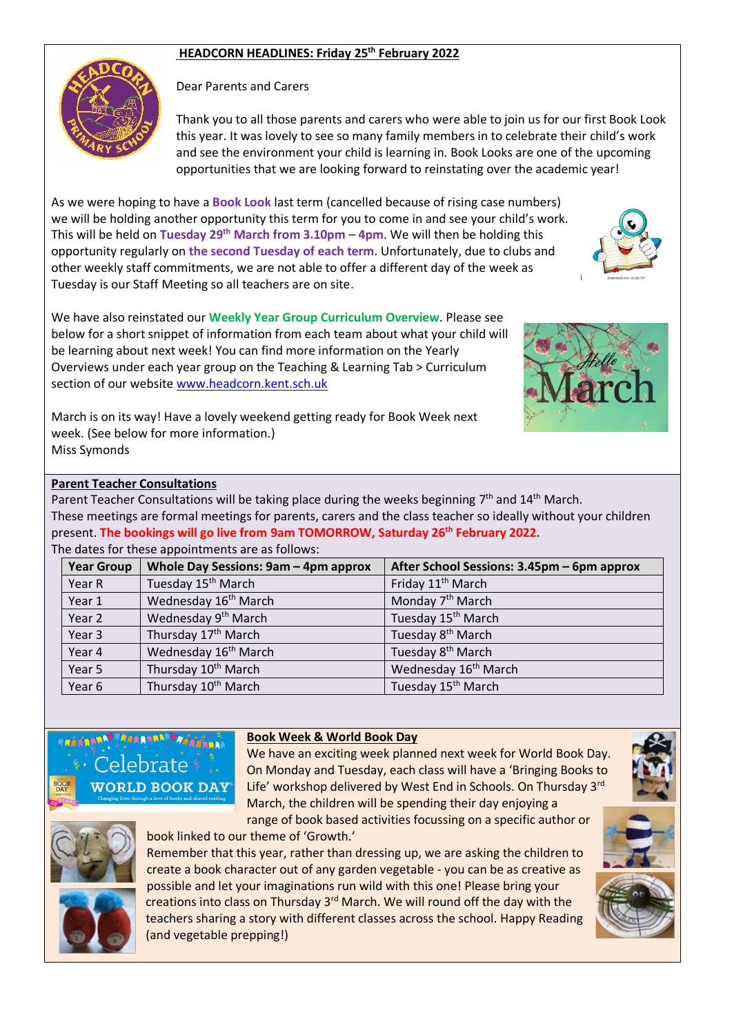## HEADCORN HEADLINES: Friday 25th February 2022

Dear Parents and Carers

Thank you to all those parents and carers who were able to join us for our first Book Look this year. It was lovely to see so many family members in to celebrate their child's work and see the environment your child is learning in. Book Looks are one of the upcoming opportunities that we are looking forward to reinstating over the academic year!

As we were hoping to have a **Book Look** last term (cancelled because of rising case numbers) we will be holding another opportunity this term for you to come in and see your child's work. This will be held on **Tuesday 29th March from 3.10pm – 4pm**. We will then be holding this opportunity regularly on **the second Tuesday of each term**. Unfortunately, due to clubs and other weekly staff commitments, we are not able to offer a different day of the week as Tuesday is our Staff Meeting so all teachers are on site.

We have also reinstated our **Weekly Year Group Curriculum Overview**. Please see below for a short snippet of information from each team about what your child will be learning about next week! You can find more information on the Yearly Overviews under each year group on the Teaching & Learning Tab > Curriculum section of our website www.headcorn.kent.sch.uk

March is on its way! Have a lovely weekend getting ready for Book Week next week. (See below for more information.)

Miss Symonds

### Parent Teacher Consultations

Parent Teacher Consultations will be taking place during the weeks beginning 7th and 14th March. These meetings are formal meetings for parents, carers and the class teacher so ideally without your children present. **The bookings will go live from 9am TOMORROW, Saturday 26th February 2022.**

The dates for these appointments are as follows:

| Year Group | Whole Day Sessions: 9am – 4pm approx | After School Sessions: 3.45pm – 6pm approx |
|---|---|---|
| Year R | Tuesday 15th March | Friday 11th March |
| Year 1 | Wednesday 16th March | Monday 7th March |
| Year 2 | Wednesday 9th March | Tuesday 15th March |
| Year 3 | Thursday 17th March | Tuesday 8th March |
| Year 4 | Wednesday 16th March | Tuesday 8th March |
| Year 5 | Thursday 10th March | Wednesday 16th March |
| Year 6 | Thursday 10th March | Tuesday 15th March |

### Book Week & World Book Day

We have an exciting week planned next week for World Book Day. On Monday and Tuesday, each class will have a 'Bringing Books to Life' workshop delivered by West End in Schools. On Thursday 3rd March, the children will be spending their day enjoying a range of book based activities focussing on a specific author or book linked to our theme of 'Growth.'

Remember that this year, rather than dressing up, we are asking the children to create a book character out of any garden vegetable - you can be as creative as possible and let your imaginations run wild with this one! Please bring your creations into class on Thursday 3rd March. We will round off the day with the teachers sharing a story with different classes across the school. Happy Reading (and vegetable prepping!)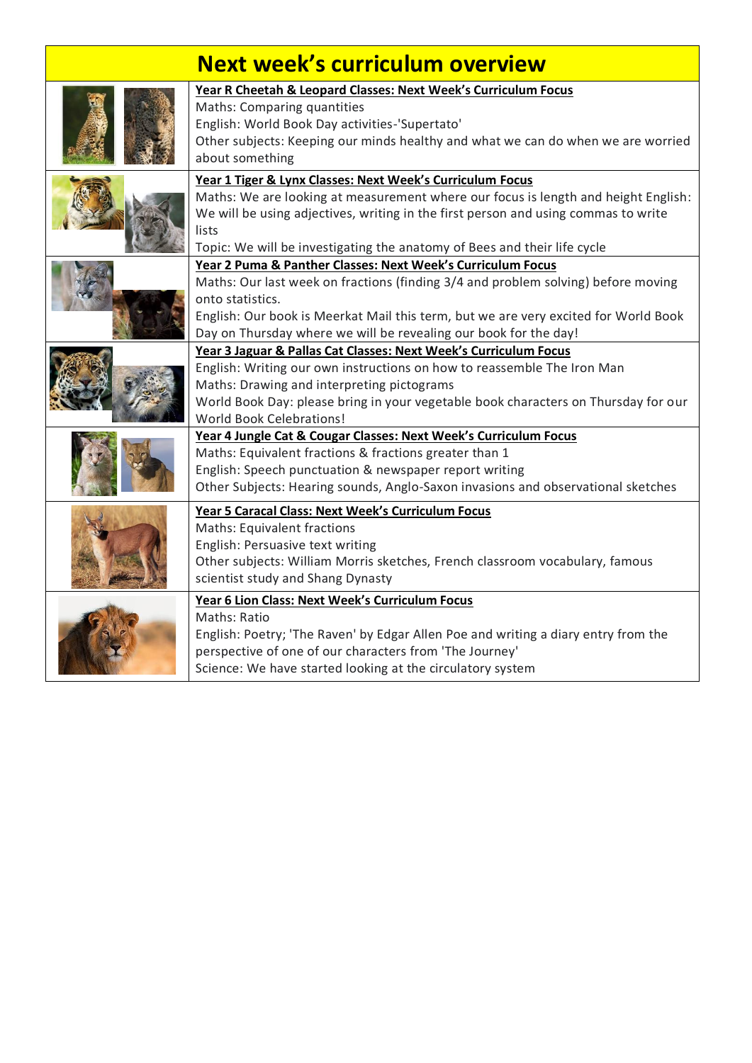# Next week's curriculum overview

**Year R Cheetah & Leopard Classes: Next Week's Curriculum Focus**

Maths: Comparing quantities
English: World Book Day activities-'Supertato'
Other subjects: Keeping our minds healthy and what we can do when we are worried about something

**Year 1 Tiger & Lynx Classes: Next Week's Curriculum Focus**

Maths: We are looking at measurement where our focus is length and height English: We will be using adjectives, writing in the first person and using commas to write lists
Topic: We will be investigating the anatomy of Bees and their life cycle

**Year 2 Puma & Panther Classes: Next Week's Curriculum Focus**

Maths: Our last week on fractions (finding 3/4 and problem solving) before moving onto statistics.
English: Our book is Meerkat Mail this term, but we are very excited for World Book Day on Thursday where we will be revealing our book for the day!

**Year 3 Jaguar & Pallas Cat Classes: Next Week's Curriculum Focus**

English: Writing our own instructions on how to reassemble The Iron Man
Maths: Drawing and interpreting pictograms
World Book Day: please bring in your vegetable book characters on Thursday for our World Book Celebrations!

**Year 4 Jungle Cat & Cougar Classes: Next Week's Curriculum Focus**

Maths: Equivalent fractions & fractions greater than 1
English: Speech punctuation & newspaper report writing
Other Subjects: Hearing sounds, Anglo-Saxon invasions and observational sketches

**Year 5 Caracal Class: Next Week's Curriculum Focus**

Maths: Equivalent fractions
English: Persuasive text writing
Other subjects: William Morris sketches, French classroom vocabulary, famous scientist study and Shang Dynasty

**Year 6 Lion Class: Next Week's Curriculum Focus**

Maths: Ratio
English: Poetry; 'The Raven' by Edgar Allen Poe and writing a diary entry from the perspective of one of our characters from 'The Journey'
Science: We have started looking at the circulatory system